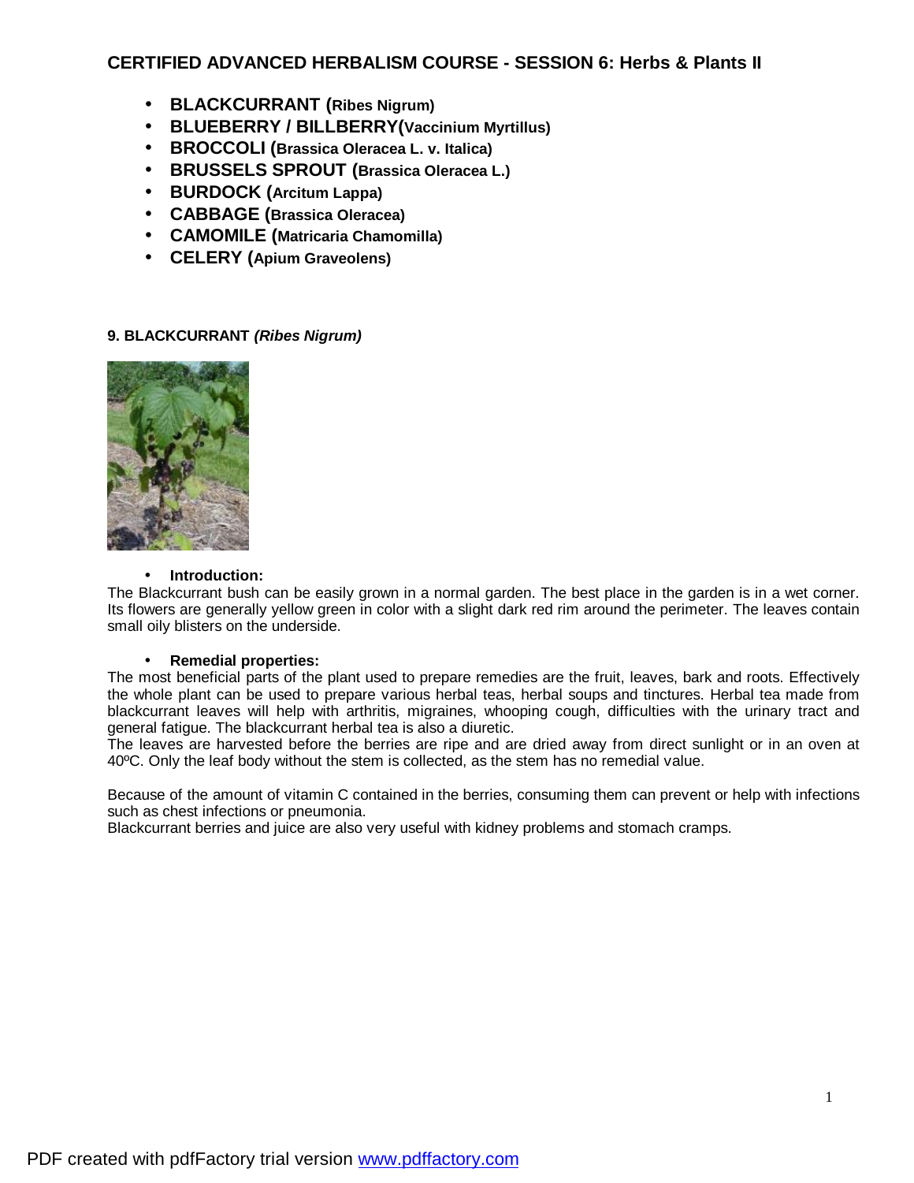## CERTIFIED ADVANCED HERBALISM COURSE - SESSION 6: Herbs & Plants II

- **BLACKCURRANT (Ribes Nigrum)**
- **BLUEBERRY / BILLBERRY(Vaccinium Myrtillus)**
- **BROCCOLI (Brassica Oleracea L. v. Italica)**
- **BRUSSELS SPROUT (Brassica Oleracea L.)**
- **BURDOCK (Arcitum Lappa)**
- **CABBAGE (Brassica Oleracea)**
- **CAMOMILE (Matricaria Chamomilla)**
- **CELERY (Apium Graveolens)**

### 9. BLACKCURRANT *(Ribes Nigrum)*

- **Introduction:**

The Blackcurrant bush can be easily grown in a normal garden. The best place in the garden is in a wet corner. Its flowers are generally yellow green in color with a slight dark red rim around the perimeter. The leaves contain small oily blisters on the underside.

- **Remedial properties:**

The most beneficial parts of the plant used to prepare remedies are the fruit, leaves, bark and roots. Effectively the whole plant can be used to prepare various herbal teas, herbal soups and tinctures. Herbal tea made from blackcurrant leaves will help with arthritis, migraines, whooping cough, difficulties with the urinary tract and general fatigue. The blackcurrant herbal tea is also a diuretic.
The leaves are harvested before the berries are ripe and are dried away from direct sunlight or in an oven at 40ºC. Only the leaf body without the stem is collected, as the stem has no remedial value.

Because of the amount of vitamin C contained in the berries, consuming them can prevent or help with infections such as chest infections or pneumonia.
Blackcurrant berries and juice are also very useful with kidney problems and stomach cramps.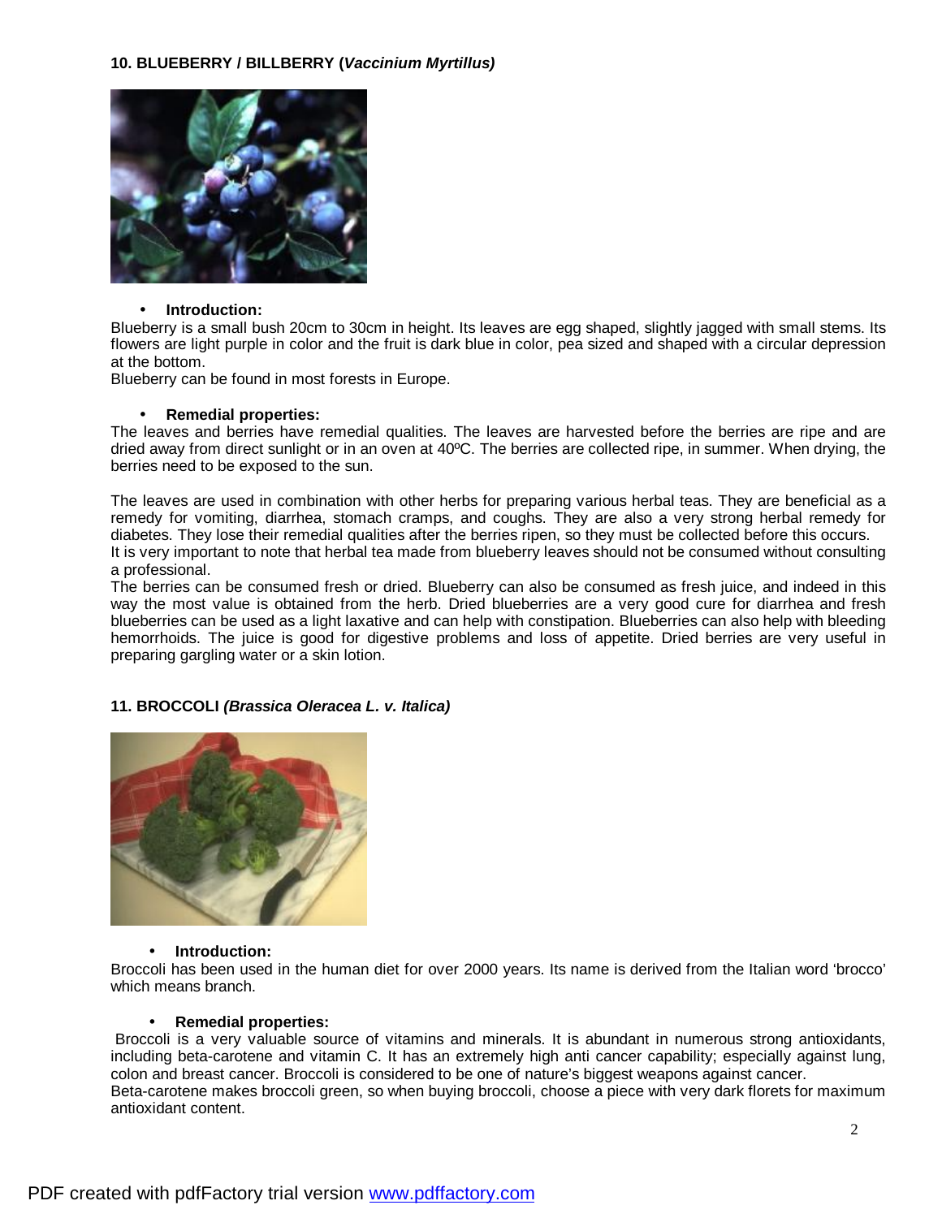### 10. BLUEBERRY / BILLBERRY (*Vaccinium Myrtillus)*

- **Introduction:**

Blueberry is a small bush 20cm to 30cm in height. Its leaves are egg shaped, slightly jagged with small stems. Its flowers are light purple in color and the fruit is dark blue in color, pea sized and shaped with a circular depression at the bottom.
Blueberry can be found in most forests in Europe.

- **Remedial properties:**

The leaves and berries have remedial qualities. The leaves are harvested before the berries are ripe and are dried away from direct sunlight or in an oven at 40ºC. The berries are collected ripe, in summer. When drying, the berries need to be exposed to the sun.

The leaves are used in combination with other herbs for preparing various herbal teas. They are beneficial as a remedy for vomiting, diarrhea, stomach cramps, and coughs. They are also a very strong herbal remedy for diabetes. They lose their remedial qualities after the berries ripen, so they must be collected before this occurs.
It is very important to note that herbal tea made from blueberry leaves should not be consumed without consulting a professional.
The berries can be consumed fresh or dried. Blueberry can also be consumed as fresh juice, and indeed in this way the most value is obtained from the herb. Dried blueberries are a very good cure for diarrhea and fresh blueberries can be used as a light laxative and can help with constipation. Blueberries can also help with bleeding hemorrhoids. The juice is good for digestive problems and loss of appetite. Dried berries are very useful in preparing gargling water or a skin lotion.

### 11. BROCCOLI *(Brassica Oleracea L. v. Italica)*

- **Introduction:**

Broccoli has been used in the human diet for over 2000 years. Its name is derived from the Italian word 'brocco' which means branch.

- **Remedial properties:**

Broccoli is a very valuable source of vitamins and minerals. It is abundant in numerous strong antioxidants, including beta-carotene and vitamin C. It has an extremely high anti cancer capability; especially against lung, colon and breast cancer. Broccoli is considered to be one of nature's biggest weapons against cancer.
Beta-carotene makes broccoli green, so when buying broccoli, choose a piece with very dark florets for maximum antioxidant content.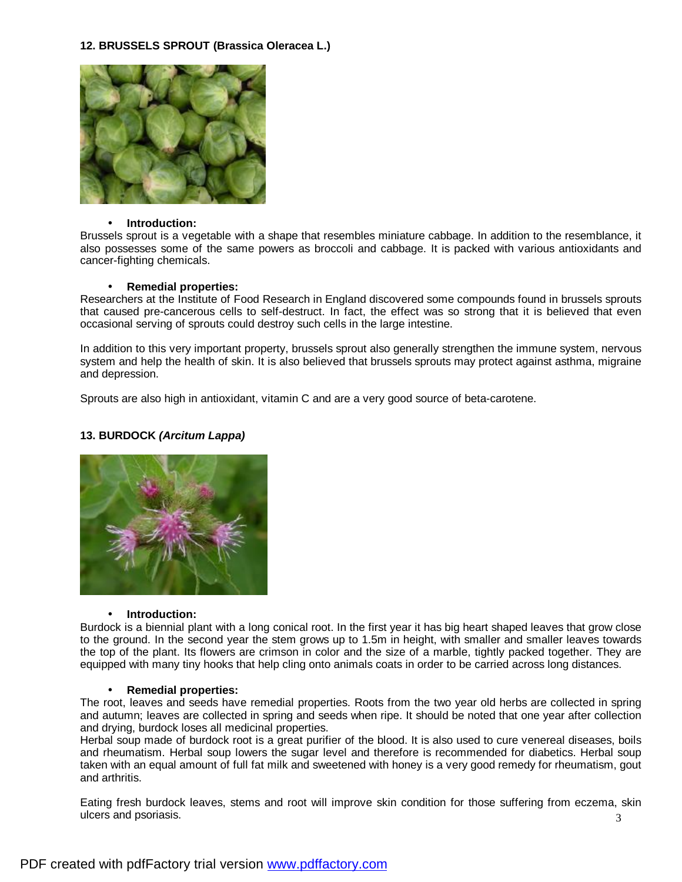### 12. BRUSSELS SPROUT (Brassica Oleracea L.)

- **Introduction:**

Brussels sprout is a vegetable with a shape that resembles miniature cabbage. In addition to the resemblance, it also possesses some of the same powers as broccoli and cabbage. It is packed with various antioxidants and cancer-fighting chemicals.

- **Remedial properties:**

Researchers at the Institute of Food Research in England discovered some compounds found in brussels sprouts that caused pre-cancerous cells to self-destruct. In fact, the effect was so strong that it is believed that even occasional serving of sprouts could destroy such cells in the large intestine.

In addition to this very important property, brussels sprout also generally strengthen the immune system, nervous system and help the health of skin. It is also believed that brussels sprouts may protect against asthma, migraine and depression.

Sprouts are also high in antioxidant, vitamin C and are a very good source of beta-carotene.

### 13. BURDOCK *(Arcitum Lappa)*

- **Introduction:**

Burdock is a biennial plant with a long conical root. In the first year it has big heart shaped leaves that grow close to the ground. In the second year the stem grows up to 1.5m in height, with smaller and smaller leaves towards the top of the plant. Its flowers are crimson in color and the size of a marble, tightly packed together. They are equipped with many tiny hooks that help cling onto animals coats in order to be carried across long distances.

- **Remedial properties:**

The root, leaves and seeds have remedial properties. Roots from the two year old herbs are collected in spring and autumn; leaves are collected in spring and seeds when ripe. It should be noted that one year after collection and drying, burdock loses all medicinal properties.

Herbal soup made of burdock root is a great purifier of the blood. It is also used to cure venereal diseases, boils and rheumatism. Herbal soup lowers the sugar level and therefore is recommended for diabetics. Herbal soup taken with an equal amount of full fat milk and sweetened with honey is a very good remedy for rheumatism, gout and arthritis.

Eating fresh burdock leaves, stems and root will improve skin condition for those suffering from eczema, skin ulcers and psoriasis.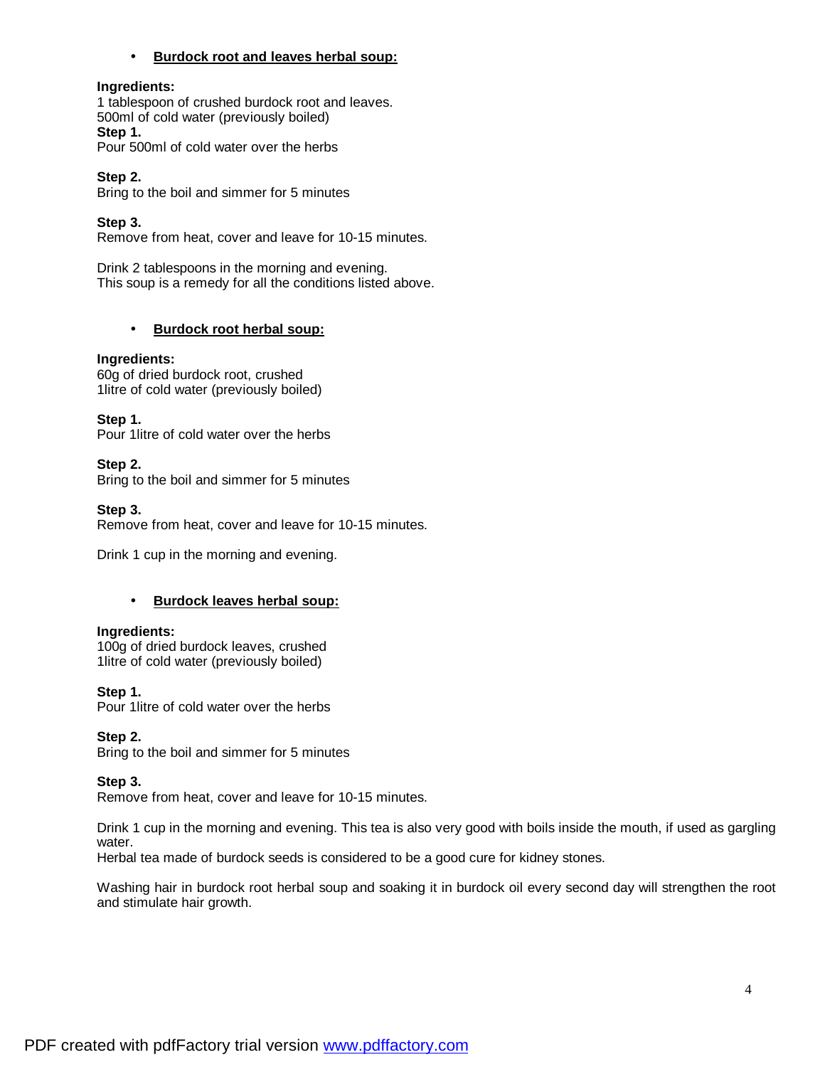- **Burdock root and leaves herbal soup:**

**Ingredients:**
1 tablespoon of crushed burdock root and leaves.
500ml of cold water (previously boiled)
**Step 1.**
Pour 500ml of cold water over the herbs

**Step 2.**
Bring to the boil and simmer for 5 minutes

**Step 3.**
Remove from heat, cover and leave for 10-15 minutes.

Drink 2 tablespoons in the morning and evening.
This soup is a remedy for all the conditions listed above.

- **Burdock root herbal soup:**

**Ingredients:**
60g of dried burdock root, crushed
1litre of cold water (previously boiled)

**Step 1.**
Pour 1litre of cold water over the herbs

**Step 2.**
Bring to the boil and simmer for 5 minutes

**Step 3.**
Remove from heat, cover and leave for 10-15 minutes.

Drink 1 cup in the morning and evening.

- **Burdock leaves herbal soup:**

**Ingredients:**
100g of dried burdock leaves, crushed
1litre of cold water (previously boiled)

**Step 1.**
Pour 1litre of cold water over the herbs

**Step 2.**
Bring to the boil and simmer for 5 minutes

**Step 3.**
Remove from heat, cover and leave for 10-15 minutes.

Drink 1 cup in the morning and evening. This tea is also very good with boils inside the mouth, if used as gargling water.
Herbal tea made of burdock seeds is considered to be a good cure for kidney stones.

Washing hair in burdock root herbal soup and soaking it in burdock oil every second day will strengthen the root and stimulate hair growth.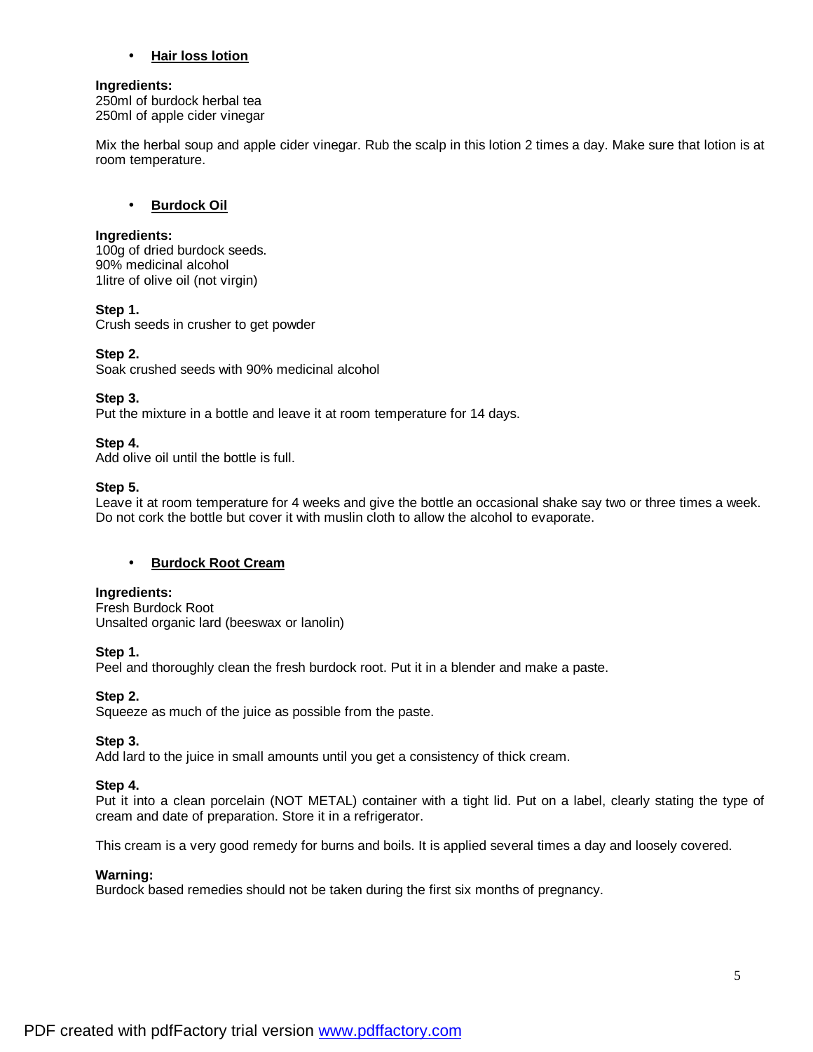- **Hair loss lotion**

**Ingredients:**
250ml of burdock herbal tea
250ml of apple cider vinegar

Mix the herbal soup and apple cider vinegar. Rub the scalp in this lotion 2 times a day. Make sure that lotion is at room temperature.

- **Burdock Oil**

**Ingredients:**
100g of dried burdock seeds.
90% medicinal alcohol
1litre of olive oil (not virgin)

**Step 1.**
Crush seeds in crusher to get powder

**Step 2.**
Soak crushed seeds with 90% medicinal alcohol

**Step 3.**
Put the mixture in a bottle and leave it at room temperature for 14 days.

**Step 4.**
Add olive oil until the bottle is full.

**Step 5.**
Leave it at room temperature for 4 weeks and give the bottle an occasional shake say two or three times a week. Do not cork the bottle but cover it with muslin cloth to allow the alcohol to evaporate.

- **Burdock Root Cream**

**Ingredients:**
Fresh Burdock Root
Unsalted organic lard (beeswax or lanolin)

**Step 1.**
Peel and thoroughly clean the fresh burdock root. Put it in a blender and make a paste.

**Step 2.**
Squeeze as much of the juice as possible from the paste.

**Step 3.**
Add lard to the juice in small amounts until you get a consistency of thick cream.

**Step 4.**
Put it into a clean porcelain (NOT METAL) container with a tight lid. Put on a label, clearly stating the type of cream and date of preparation. Store it in a refrigerator.

This cream is a very good remedy for burns and boils. It is applied several times a day and loosely covered.

**Warning:**
Burdock based remedies should not be taken during the first six months of pregnancy.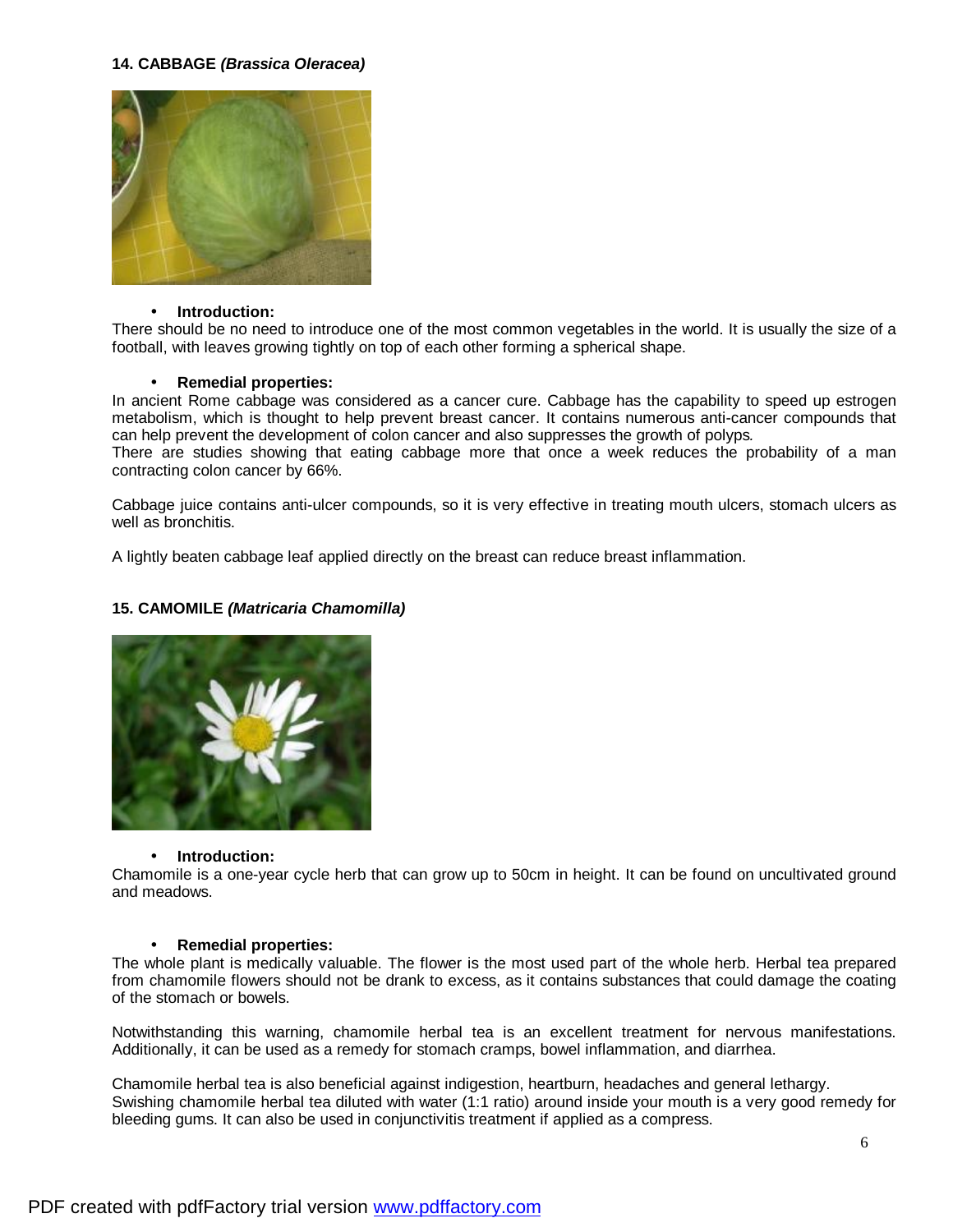**14. CABBAGE *(Brassica Oleracea)***

- **Introduction:**

There should be no need to introduce one of the most common vegetables in the world. It is usually the size of a football, with leaves growing tightly on top of each other forming a spherical shape.

- **Remedial properties:**

In ancient Rome cabbage was considered as a cancer cure. Cabbage has the capability to speed up estrogen metabolism, which is thought to help prevent breast cancer. It contains numerous anti-cancer compounds that can help prevent the development of colon cancer and also suppresses the growth of polyps.
There are studies showing that eating cabbage more that once a week reduces the probability of a man contracting colon cancer by 66%.

Cabbage juice contains anti-ulcer compounds, so it is very effective in treating mouth ulcers, stomach ulcers as well as bronchitis.

A lightly beaten cabbage leaf applied directly on the breast can reduce breast inflammation.

**15. CAMOMILE *(Matricaria Chamomilla)***

- **Introduction:**

Chamomile is a one-year cycle herb that can grow up to 50cm in height. It can be found on uncultivated ground and meadows.

- **Remedial properties:**

The whole plant is medically valuable. The flower is the most used part of the whole herb. Herbal tea prepared from chamomile flowers should not be drank to excess, as it contains substances that could damage the coating of the stomach or bowels.

Notwithstanding this warning, chamomile herbal tea is an excellent treatment for nervous manifestations. Additionally, it can be used as a remedy for stomach cramps, bowel inflammation, and diarrhea.

Chamomile herbal tea is also beneficial against indigestion, heartburn, headaches and general lethargy.
Swishing chamomile herbal tea diluted with water (1:1 ratio) around inside your mouth is a very good remedy for bleeding gums. It can also be used in conjunctivitis treatment if applied as a compress.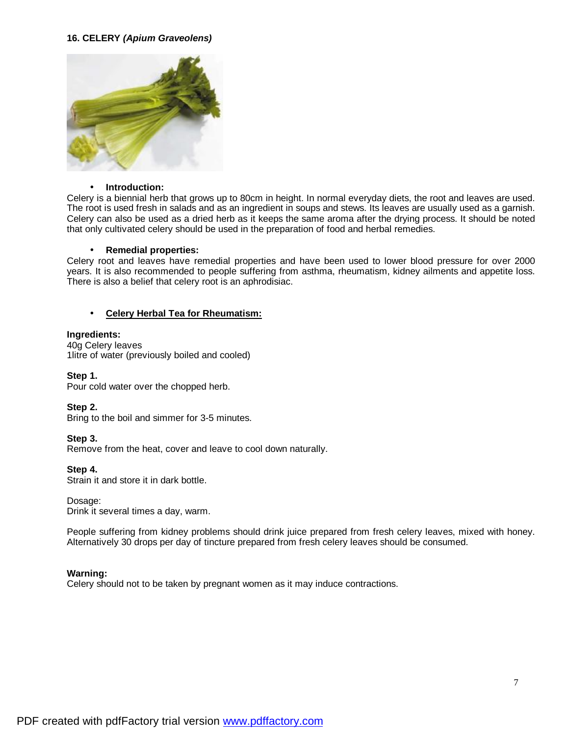## 16. CELERY *(Apium Graveolens)*

- **Introduction:**

Celery is a biennial herb that grows up to 80cm in height. In normal everyday diets, the root and leaves are used. The root is used fresh in salads and as an ingredient in soups and stews. Its leaves are usually used as a garnish. Celery can also be used as a dried herb as it keeps the same aroma after the drying process. It should be noted that only cultivated celery should be used in the preparation of food and herbal remedies.

- **Remedial properties:**

Celery root and leaves have remedial properties and have been used to lower blood pressure for over 2000 years. It is also recommended to people suffering from asthma, rheumatism, kidney ailments and appetite loss. There is also a belief that celery root is an aphrodisiac.

- **Celery Herbal Tea for Rheumatism:**

**Ingredients:**
40g Celery leaves
1litre of water (previously boiled and cooled)

**Step 1.**
Pour cold water over the chopped herb.

**Step 2.**
Bring to the boil and simmer for 3-5 minutes.

**Step 3.**
Remove from the heat, cover and leave to cool down naturally.

**Step 4.**
Strain it and store it in dark bottle.

Dosage:
Drink it several times a day, warm.

People suffering from kidney problems should drink juice prepared from fresh celery leaves, mixed with honey. Alternatively 30 drops per day of tincture prepared from fresh celery leaves should be consumed.

**Warning:**
Celery should not to be taken by pregnant women as it may induce contractions.

PDF created with pdfFactory trial version www.pdffactory.com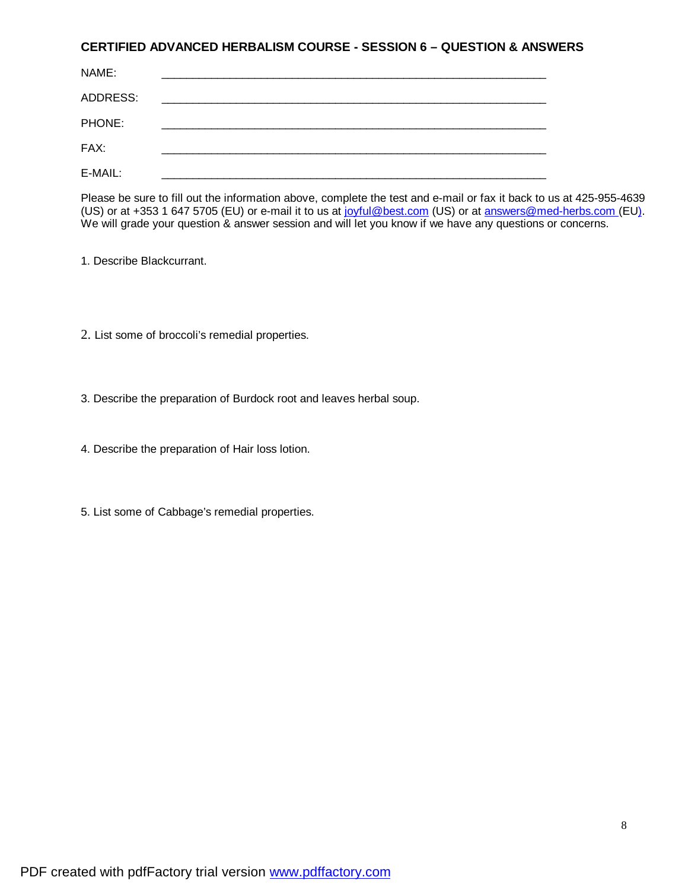**CERTIFIED ADVANCED HERBALISM COURSE - SESSION 6 – QUESTION & ANSWERS**

NAME: \_\_\_\_\_\_\_\_\_\_\_\_\_\_\_\_\_\_\_\_\_\_\_\_\_\_\_\_\_\_\_\_\_\_\_\_\_\_\_\_\_\_\_\_\_\_\_\_\_\_\_\_\_\_\_\_\_\_\_\_

ADDRESS: \_\_\_\_\_\_\_\_\_\_\_\_\_\_\_\_\_\_\_\_\_\_\_\_\_\_\_\_\_\_\_\_\_\_\_\_\_\_\_\_\_\_\_\_\_\_\_\_\_\_\_\_\_\_\_\_\_\_\_\_

PHONE: \_\_\_\_\_\_\_\_\_\_\_\_\_\_\_\_\_\_\_\_\_\_\_\_\_\_\_\_\_\_\_\_\_\_\_\_\_\_\_\_\_\_\_\_\_\_\_\_\_\_\_\_\_\_\_\_\_\_\_\_

FAX: \_\_\_\_\_\_\_\_\_\_\_\_\_\_\_\_\_\_\_\_\_\_\_\_\_\_\_\_\_\_\_\_\_\_\_\_\_\_\_\_\_\_\_\_\_\_\_\_\_\_\_\_\_\_\_\_\_\_\_\_

E-MAIL: \_\_\_\_\_\_\_\_\_\_\_\_\_\_\_\_\_\_\_\_\_\_\_\_\_\_\_\_\_\_\_\_\_\_\_\_\_\_\_\_\_\_\_\_\_\_\_\_\_\_\_\_\_\_\_\_\_\_\_\_

Please be sure to fill out the information above, complete the test and e-mail or fax it back to us at 425-955-4639 (US) or at +353 1 647 5705 (EU) or e-mail it to us at joyful@best.com (US) or at answers@med-herbs.com (EU). We will grade your question & answer session and will let you know if we have any questions or concerns.

1. Describe Blackcurrant.

2. List some of broccoli's remedial properties.

3. Describe the preparation of Burdock root and leaves herbal soup.

4. Describe the preparation of Hair loss lotion.

5. List some of Cabbage's remedial properties.

PDF created with pdfFactory trial version www.pdffactory.com